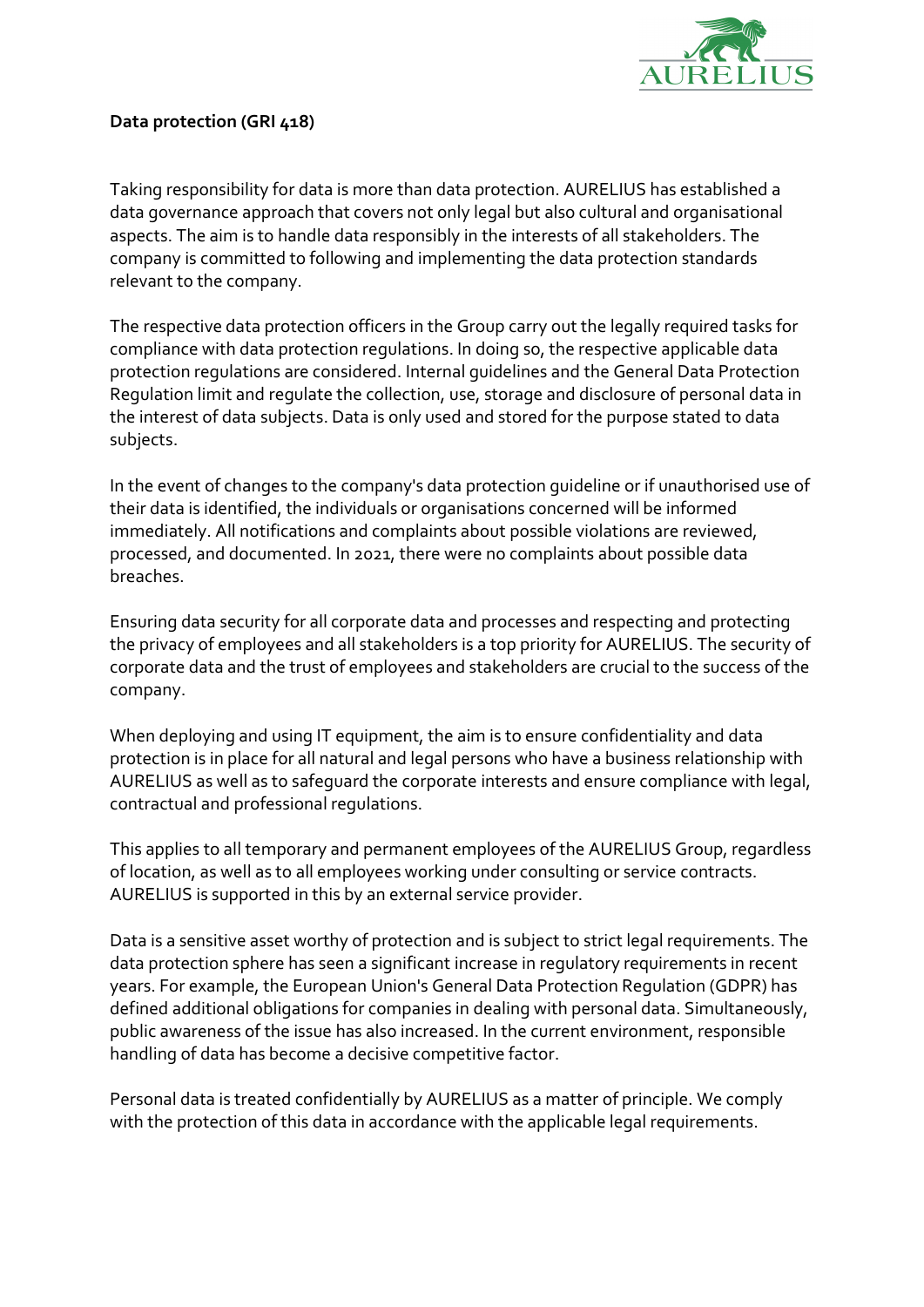**Data protection (GRI 418)**

Taking responsibility for data is more than data protection. AURELIUS has established a data governance approach that covers not only legal but also cultural and organisational aspects. The aim is to handle data responsibly in the interests of all stakeholders. The company is committed to following and implementing the data protection standards relevant to the company.

The respective data protection officers in the Group carry out the legally required tasks for compliance with data protection regulations. In doing so, the respective applicable data protection regulations are considered. Internal guidelines and the General Data Protection Regulation limit and regulate the collection, use, storage and disclosure of personal data in the interest of data subjects. Data is only used and stored for the purpose stated to data subjects.

In the event of changes to the company's data protection guideline or if unauthorised use of their data is identified, the individuals or organisations concerned will be informed immediately. All notifications and complaints about possible violations are reviewed, processed, and documented. In 2021, there were no complaints about possible data breaches.

Ensuring data security for all corporate data and processes and respecting and protecting the privacy of employees and all stakeholders is a top priority for AURELIUS. The security of corporate data and the trust of employees and stakeholders are crucial to the success of the company.

When deploying and using IT equipment, the aim is to ensure confidentiality and data protection is in place for all natural and legal persons who have a business relationship with AURELIUS as well as to safeguard the corporate interests and ensure compliance with legal, contractual and professional regulations.

This applies to all temporary and permanent employees of the AURELIUS Group, regardless of location, as well as to all employees working under consulting or service contracts. AURELIUS is supported in this by an external service provider.

Data is a sensitive asset worthy of protection and is subject to strict legal requirements. The data protection sphere has seen a significant increase in regulatory requirements in recent years. For example, the European Union's General Data Protection Regulation (GDPR) has defined additional obligations for companies in dealing with personal data. Simultaneously, public awareness of the issue has also increased. In the current environment, responsible handling of data has become a decisive competitive factor.

Personal data is treated confidentially by AURELIUS as a matter of principle. We comply with the protection of this data in accordance with the applicable legal requirements.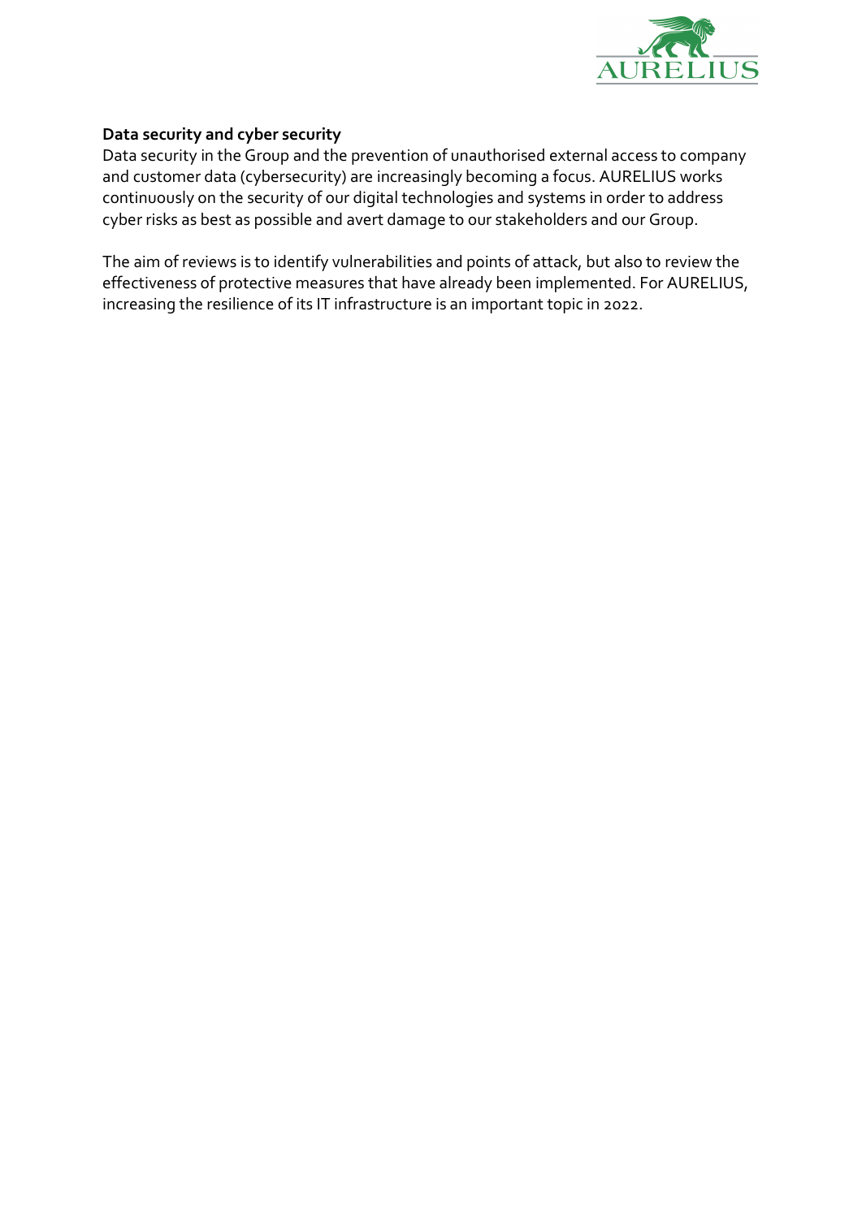**Data security and cyber security**

Data security in the Group and the prevention of unauthorised external access to company and customer data (cybersecurity) are increasingly becoming a focus. AURELIUS works continuously on the security of our digital technologies and systems in order to address cyber risks as best as possible and avert damage to our stakeholders and our Group.

The aim of reviews is to identify vulnerabilities and points of attack, but also to review the effectiveness of protective measures that have already been implemented. For AURELIUS, increasing the resilience of its IT infrastructure is an important topic in 2022.